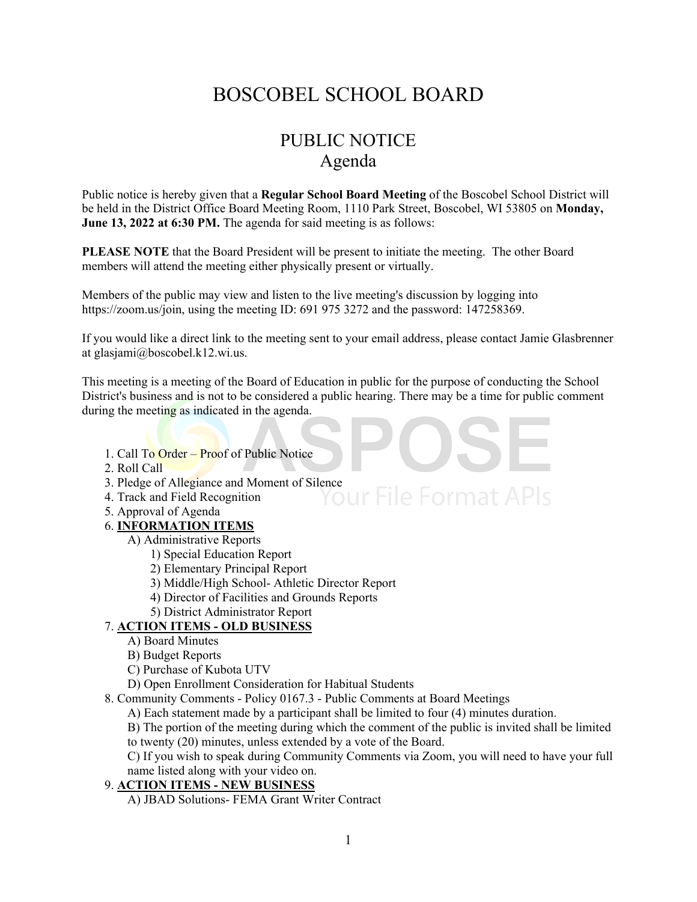# BOSCOBEL SCHOOL BOARD

## PUBLIC NOTICE
## Agenda

Public notice is hereby given that a **Regular School Board Meeting** of the Boscobel School District will be held in the District Office Board Meeting Room, 1110 Park Street, Boscobel, WI 53805 on **Monday, June 13, 2022 at 6:30 PM.** The agenda for said meeting is as follows:

**PLEASE NOTE** that the Board President will be present to initiate the meeting. The other Board members will attend the meeting either physically present or virtually.

Members of the public may view and listen to the live meeting's discussion by logging into https://zoom.us/join, using the meeting ID: 691 975 3272 and the password: 147258369.

If you would like a direct link to the meeting sent to your email address, please contact Jamie Glasbrenner at glasjami@boscobel.k12.wi.us.

This meeting is a meeting of the Board of Education in public for the purpose of conducting the School District's business and is not to be considered a public hearing. There may be a time for public comment during the meeting as indicated in the agenda.

1. Call To Order – Proof of Public Notice
2. Roll Call
3. Pledge of Allegiance and Moment of Silence
4. Track and Field Recognition
5. Approval of Agenda
6. **INFORMATION ITEMS**
    - A) Administrative Reports
        - 1) Special Education Report
        - 2) Elementary Principal Report
        - 3) Middle/High School- Athletic Director Report
        - 4) Director of Facilities and Grounds Reports
        - 5) District Administrator Report
7. **ACTION ITEMS - OLD BUSINESS**
    - A) Board Minutes
    - B) Budget Reports
    - C) Purchase of Kubota UTV
    - D) Open Enrollment Consideration for Habitual Students
8. Community Comments - Policy 0167.3 - Public Comments at Board Meetings
    - A) Each statement made by a participant shall be limited to four (4) minutes duration.
    - B) The portion of the meeting during which the comment of the public is invited shall be limited to twenty (20) minutes, unless extended by a vote of the Board.
    - C) If you wish to speak during Community Comments via Zoom, you will need to have your full name listed along with your video on.
9. **ACTION ITEMS - NEW BUSINESS**
    - A) JBAD Solutions- FEMA Grant Writer Contract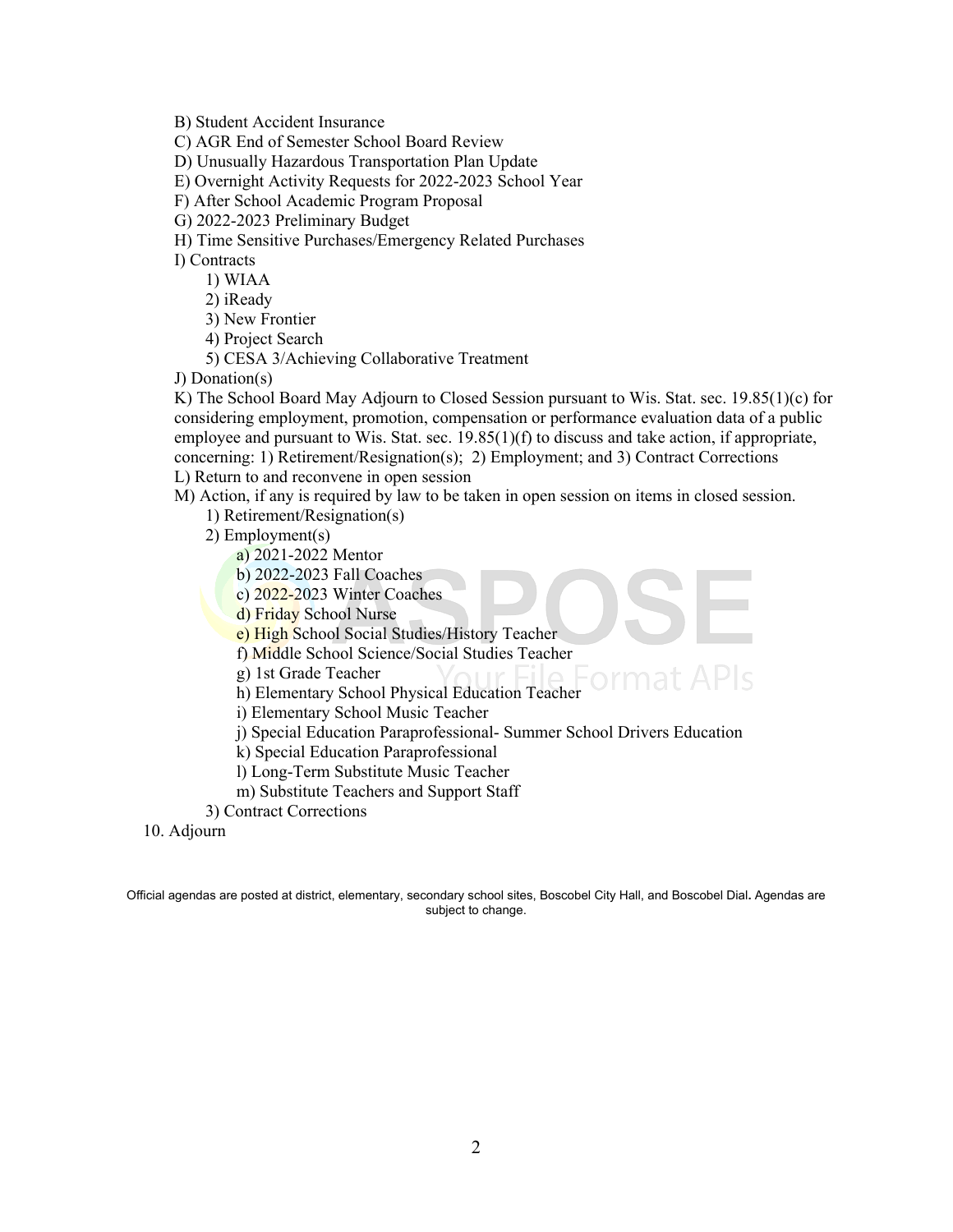B) Student Accident Insurance
C) AGR End of Semester School Board Review
D) Unusually Hazardous Transportation Plan Update
E) Overnight Activity Requests for 2022-2023 School Year
F) After School Academic Program Proposal
G) 2022-2023 Preliminary Budget
H) Time Sensitive Purchases/Emergency Related Purchases
I) Contracts
  1) WIAA
  2) iReady
  3) New Frontier
  4) Project Search
  5) CESA 3/Achieving Collaborative Treatment
J) Donation(s)
K) The School Board May Adjourn to Closed Session pursuant to Wis. Stat. sec. 19.85(1)(c) for considering employment, promotion, compensation or performance evaluation data of a public employee and pursuant to Wis. Stat. sec. 19.85(1)(f) to discuss and take action, if appropriate, concerning: 1) Retirement/Resignation(s); 2) Employment; and 3) Contract Corrections
L) Return to and reconvene in open session
M) Action, if any is required by law to be taken in open session on items in closed session.
  1) Retirement/Resignation(s)
  2) Employment(s)
    a) 2021-2022 Mentor
    b) 2022-2023 Fall Coaches
    c) 2022-2023 Winter Coaches
    d) Friday School Nurse
    e) High School Social Studies/History Teacher
    f) Middle School Science/Social Studies Teacher
    g) 1st Grade Teacher
    h) Elementary School Physical Education Teacher
    i) Elementary School Music Teacher
    j) Special Education Paraprofessional- Summer School Drivers Education
    k) Special Education Paraprofessional
    l) Long-Term Substitute Music Teacher
    m) Substitute Teachers and Support Staff
  3) Contract Corrections

10. Adjourn

Official agendas are posted at district, elementary, secondary school sites, Boscobel City Hall, and Boscobel Dial. Agendas are subject to change.